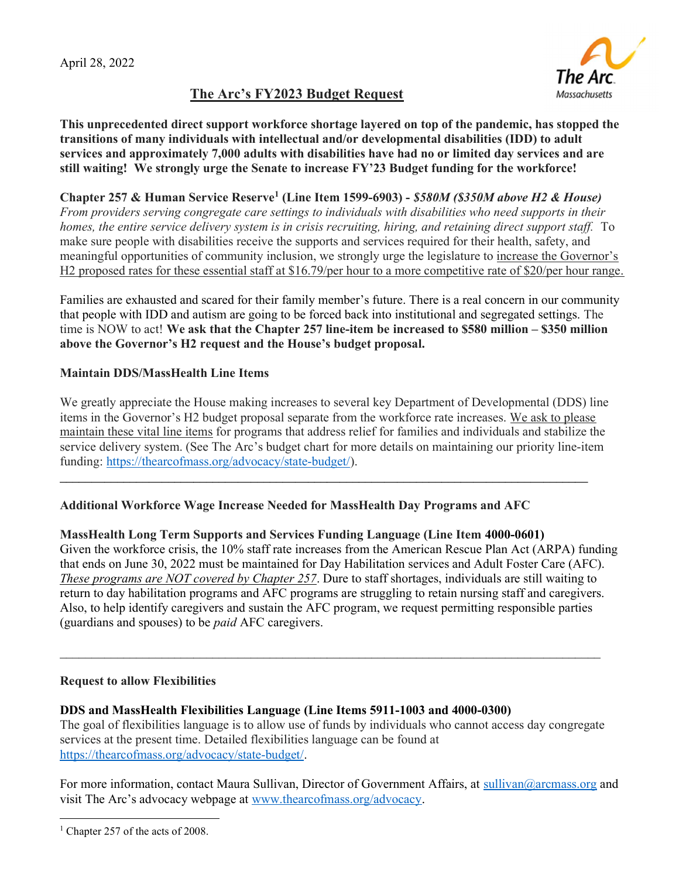April 28, 2022

# The Arc's FY2023 Budget Request

**This unprecedented direct support workforce shortage layered on top of the pandemic, has stopped the transitions of many individuals with intellectual and/or developmental disabilities (IDD) to adult services and approximately 7,000 adults with disabilities have had no or limited day services and are still waiting! We strongly urge the Senate to increase FY'23 Budget funding for the workforce!**

**Chapter 257 & Human Service Reserve[1] (Line Item 1599-6903) -** ***$580M ($350M above H2 & House)***
*From providers serving congregate care settings to individuals with disabilities who need supports in their homes, the entire service delivery system is in crisis recruiting, hiring, and retaining direct support staff.* To make sure people with disabilities receive the supports and services required for their health, safety, and meaningful opportunities of community inclusion, we strongly urge the legislature to increase the Governor's H2 proposed rates for these essential staff at $16.79/per hour to a more competitive rate of $20/per hour range.

Families are exhausted and scared for their family member's future. There is a real concern in our community that people with IDD and autism are going to be forced back into institutional and segregated settings. The time is NOW to act! **We ask that the Chapter 257 line-item be increased to $580 million – $350 million above the Governor's H2 request and the House's budget proposal.**

**Maintain DDS/MassHealth Line Items**

We greatly appreciate the House making increases to several key Department of Developmental (DDS) line items in the Governor's H2 budget proposal separate from the workforce rate increases. We ask to please maintain these vital line items for programs that address relief for families and individuals and stabilize the service delivery system. (See The Arc's budget chart for more details on maintaining our priority line-item funding: https://thearcofmass.org/advocacy/state-budget/).

---

**Additional Workforce Wage Increase Needed for MassHealth Day Programs and AFC**

**MassHealth Long Term Supports and Services Funding Language (Line Item 4000-0601)**
Given the workforce crisis, the 10% staff rate increases from the American Rescue Plan Act (ARPA) funding that ends on June 30, 2022 must be maintained for Day Habilitation services and Adult Foster Care (AFC). *These programs are NOT covered by Chapter 257*. Dure to staff shortages, individuals are still waiting to return to day habilitation programs and AFC programs are struggling to retain nursing staff and caregivers. Also, to help identify caregivers and sustain the AFC program, we request permitting responsible parties (guardians and spouses) to be *paid* AFC caregivers.

---

**Request to allow Flexibilities**

**DDS and MassHealth Flexibilities Language (Line Items 5911-1003 and 4000-0300)**
The goal of flexibilities language is to allow use of funds by individuals who cannot access day congregate services at the present time. Detailed flexibilities language can be found at https://thearcofmass.org/advocacy/state-budget/.

For more information, contact Maura Sullivan, Director of Government Affairs, at sullivan@arcmass.org and visit The Arc's advocacy webpage at www.thearcofmass.org/advocacy.

---

[1] Chapter 257 of the acts of 2008.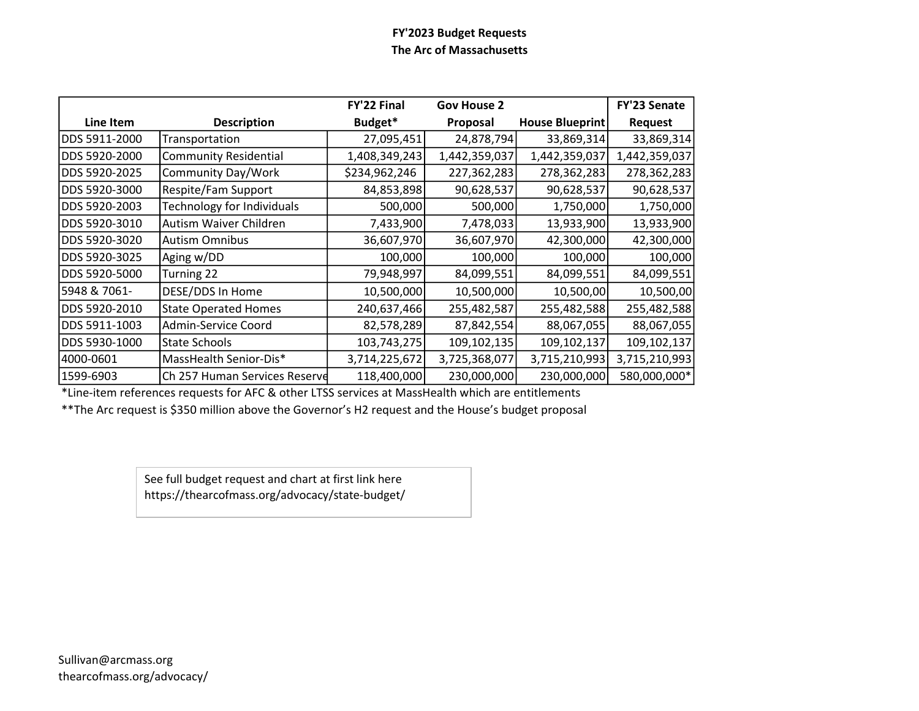**FY'2023 Budget Requests**
**The Arc of Massachusetts**

| Line Item | Description | FY'22 Final Budget* | Gov House 2 Proposal | House Blueprint | FY'23 Senate Request |
|---|---|---|---|---|---|
| DDS 5911-2000 | Transportation | 27,095,451 | 24,878,794 | 33,869,314 | 33,869,314 |
| DDS 5920-2000 | Community Residential | 1,408,349,243 | 1,442,359,037 | 1,442,359,037 | 1,442,359,037 |
| DDS 5920-2025 | Community Day/Work | $234,962,246 | 227,362,283 | 278,362,283 | 278,362,283 |
| DDS 5920-3000 | Respite/Fam Support | 84,853,898 | 90,628,537 | 90,628,537 | 90,628,537 |
| DDS 5920-2003 | Technology for Individuals | 500,000 | 500,000 | 1,750,000 | 1,750,000 |
| DDS 5920-3010 | Autism Waiver Children | 7,433,900 | 7,478,033 | 13,933,900 | 13,933,900 |
| DDS 5920-3020 | Autism Omnibus | 36,607,970 | 36,607,970 | 42,300,000 | 42,300,000 |
| DDS 5920-3025 | Aging w/DD | 100,000 | 100,000 | 100,000 | 100,000 |
| DDS 5920-5000 | Turning 22 | 79,948,997 | 84,099,551 | 84,099,551 | 84,099,551 |
| 5948 & 7061- | DESE/DDS In Home | 10,500,000 | 10,500,000 | 10,500,00 | 10,500,00 |
| DDS 5920-2010 | State Operated Homes | 240,637,466 | 255,482,587 | 255,482,588 | 255,482,588 |
| DDS 5911-1003 | Admin-Service Coord | 82,578,289 | 87,842,554 | 88,067,055 | 88,067,055 |
| DDS 5930-1000 | State Schools | 103,743,275 | 109,102,135 | 109,102,137 | 109,102,137 |
| 4000-0601 | MassHealth Senior-Dis* | 3,714,225,672 | 3,725,368,077 | 3,715,210,993 | 3,715,210,993 |
| 1599-6903 | Ch 257 Human Services Reserve | 118,400,000 | 230,000,000 | 230,000,000 | 580,000,000* |

*Line-item references requests for AFC & other LTSS services at MassHealth which are entitlements

**The Arc request is $350 million above the Governor's H2 request and the House's budget proposal

See full budget request and chart at first link here
https://thearcofmass.org/advocacy/state-budget/

Sullivan@arcmass.org
thearcofmass.org/advocacy/